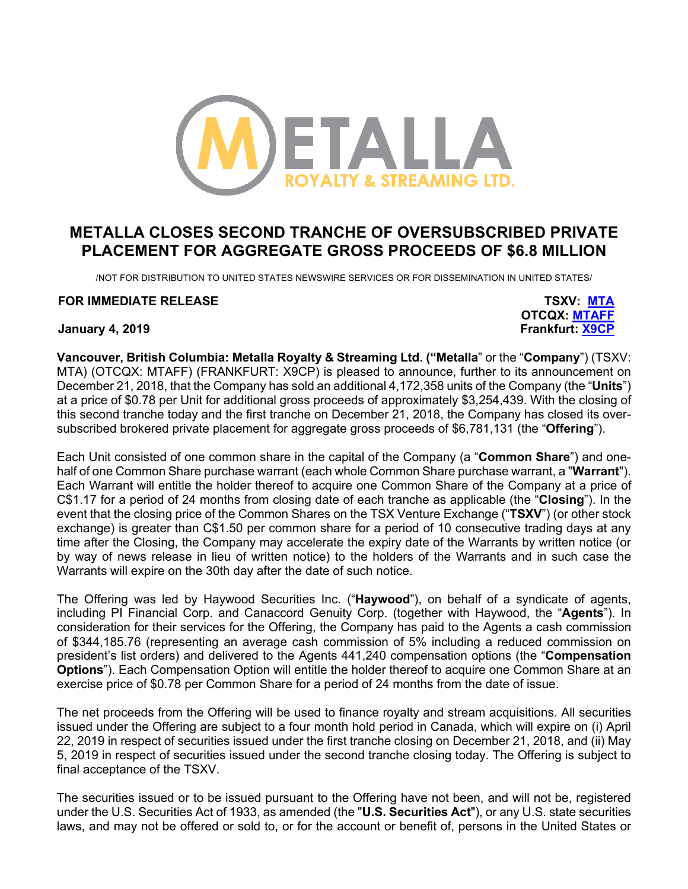# METALLA CLOSES SECOND TRANCHE OF OVERSUBSCRIBED PRIVATE PLACEMENT FOR AGGREGATE GROSS PROCEEDS OF $6.8 MILLION

/NOT FOR DISTRIBUTION TO UNITED STATES NEWSWIRE SERVICES OR FOR DISSEMINATION IN UNITED STATES/

**FOR IMMEDIATE RELEASE**

**TSXV: MTA**
**OTCQX: MTAFF**
**Frankfurt: X9CP**

**January 4, 2019**

**Vancouver, British Columbia: Metalla Royalty & Streaming Ltd. ("Metalla**" or the "**Company**") (TSXV: MTA) (OTCQX: MTAFF) (FRANKFURT: X9CP) is pleased to announce, further to its announcement on December 21, 2018, that the Company has sold an additional 4,172,358 units of the Company (the "**Units**") at a price of $0.78 per Unit for additional gross proceeds of approximately $3,254,439. With the closing of this second tranche today and the first tranche on December 21, 2018, the Company has closed its over-subscribed brokered private placement for aggregate gross proceeds of $6,781,131 (the "**Offering**").

Each Unit consisted of one common share in the capital of the Company (a "**Common Share**") and one-half of one Common Share purchase warrant (each whole Common Share purchase warrant, a "**Warrant**"). Each Warrant will entitle the holder thereof to acquire one Common Share of the Company at a price of C$1.17 for a period of 24 months from closing date of each tranche as applicable (the "**Closing**"). In the event that the closing price of the Common Shares on the TSX Venture Exchange ("**TSXV**") (or other stock exchange) is greater than C$1.50 per common share for a period of 10 consecutive trading days at any time after the Closing, the Company may accelerate the expiry date of the Warrants by written notice (or by way of news release in lieu of written notice) to the holders of the Warrants and in such case the Warrants will expire on the 30th day after the date of such notice.

The Offering was led by Haywood Securities Inc. ("**Haywood**"), on behalf of a syndicate of agents, including PI Financial Corp. and Canaccord Genuity Corp. (together with Haywood, the "**Agents**"). In consideration for their services for the Offering, the Company has paid to the Agents a cash commission of $344,185.76 (representing an average cash commission of 5% including a reduced commission on president's list orders) and delivered to the Agents 441,240 compensation options (the "**Compensation Options**"). Each Compensation Option will entitle the holder thereof to acquire one Common Share at an exercise price of $0.78 per Common Share for a period of 24 months from the date of issue.

The net proceeds from the Offering will be used to finance royalty and stream acquisitions. All securities issued under the Offering are subject to a four month hold period in Canada, which will expire on (i) April 22, 2019 in respect of securities issued under the first tranche closing on December 21, 2018, and (ii) May 5, 2019 in respect of securities issued under the second tranche closing today. The Offering is subject to final acceptance of the TSXV.

The securities issued or to be issued pursuant to the Offering have not been, and will not be, registered under the U.S. Securities Act of 1933, as amended (the "**U.S. Securities Act**"), or any U.S. state securities laws, and may not be offered or sold to, or for the account or benefit of, persons in the United States or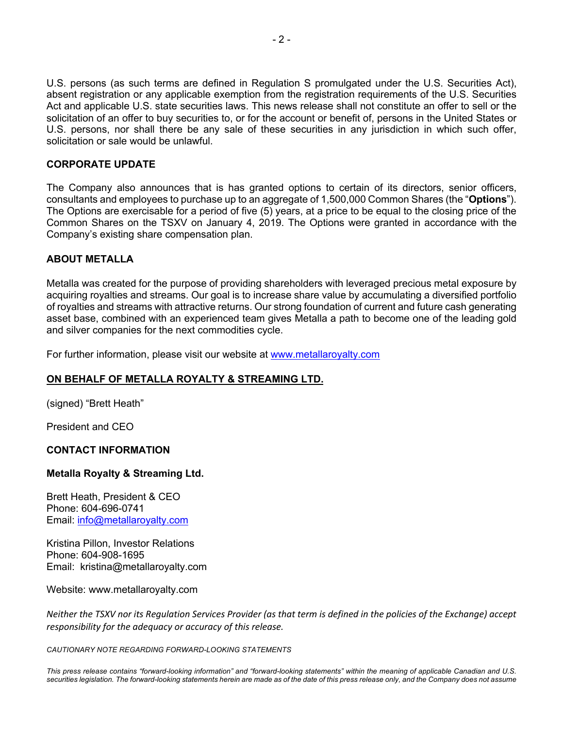U.S. persons (as such terms are defined in Regulation S promulgated under the U.S. Securities Act), absent registration or any applicable exemption from the registration requirements of the U.S. Securities Act and applicable U.S. state securities laws. This news release shall not constitute an offer to sell or the solicitation of an offer to buy securities to, or for the account or benefit of, persons in the United States or U.S. persons, nor shall there be any sale of these securities in any jurisdiction in which such offer, solicitation or sale would be unlawful.

## CORPORATE UPDATE

The Company also announces that is has granted options to certain of its directors, senior officers, consultants and employees to purchase up to an aggregate of 1,500,000 Common Shares (the "**Options**"). The Options are exercisable for a period of five (5) years, at a price to be equal to the closing price of the Common Shares on the TSXV on January 4, 2019. The Options were granted in accordance with the Company's existing share compensation plan.

## ABOUT METALLA

Metalla was created for the purpose of providing shareholders with leveraged precious metal exposure by acquiring royalties and streams. Our goal is to increase share value by accumulating a diversified portfolio of royalties and streams with attractive returns. Our strong foundation of current and future cash generating asset base, combined with an experienced team gives Metalla a path to become one of the leading gold and silver companies for the next commodities cycle.

For further information, please visit our website at www.metallaroyalty.com

**ON BEHALF OF METALLA ROYALTY & STREAMING LTD.**

(signed) "Brett Heath"

President and CEO

## CONTACT INFORMATION

**Metalla Royalty & Streaming Ltd.**

Brett Heath, President & CEO
Phone: 604-696-0741
Email: info@metallaroyalty.com

Kristina Pillon, Investor Relations
Phone: 604-908-1695
Email: kristina@metallaroyalty.com

Website: www.metallaroyalty.com

*Neither the TSXV nor its Regulation Services Provider (as that term is defined in the policies of the Exchange) accept responsibility for the adequacy or accuracy of this release.*

*CAUTIONARY NOTE REGARDING FORWARD-LOOKING STATEMENTS*

*This press release contains "forward-looking information" and "forward-looking statements" within the meaning of applicable Canadian and U.S. securities legislation. The forward-looking statements herein are made as of the date of this press release only, and the Company does not assume*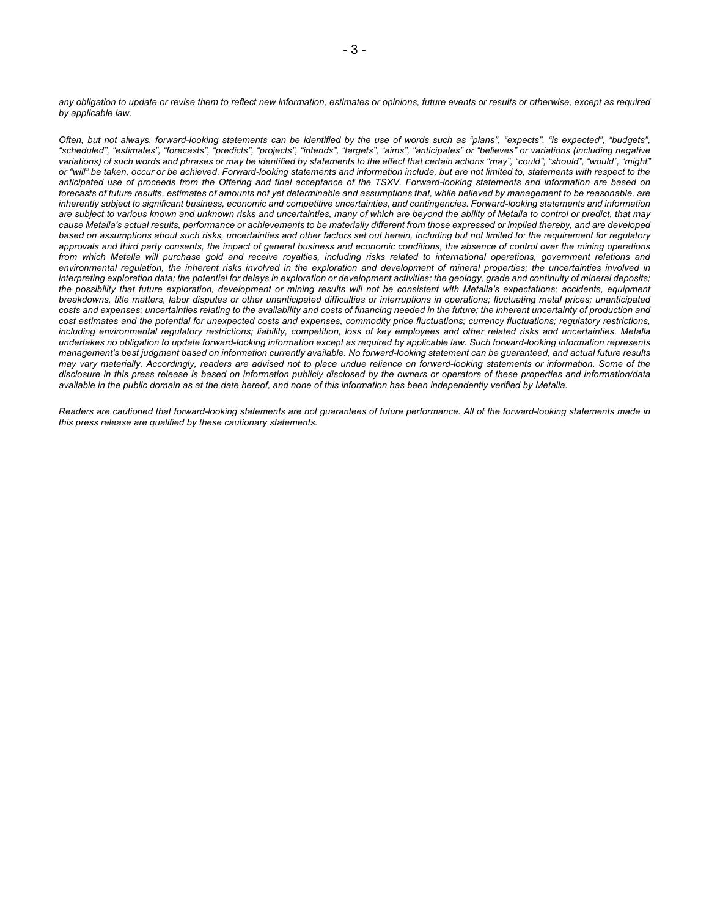*any obligation to update or revise them to reflect new information, estimates or opinions, future events or results or otherwise, except as required by applicable law.*

*Often, but not always, forward-looking statements can be identified by the use of words such as "plans", "expects", "is expected", "budgets", "scheduled", "estimates", "forecasts", "predicts", "projects", "intends", "targets", "aims", "anticipates" or "believes" or variations (including negative variations) of such words and phrases or may be identified by statements to the effect that certain actions "may", "could", "should", "would", "might" or "will" be taken, occur or be achieved. Forward-looking statements and information include, but are not limited to, statements with respect to the anticipated use of proceeds from the Offering and final acceptance of the TSXV. Forward-looking statements and information are based on forecasts of future results, estimates of amounts not yet determinable and assumptions that, while believed by management to be reasonable, are inherently subject to significant business, economic and competitive uncertainties, and contingencies. Forward-looking statements and information are subject to various known and unknown risks and uncertainties, many of which are beyond the ability of Metalla to control or predict, that may cause Metalla's actual results, performance or achievements to be materially different from those expressed or implied thereby, and are developed based on assumptions about such risks, uncertainties and other factors set out herein, including but not limited to: the requirement for regulatory approvals and third party consents, the impact of general business and economic conditions, the absence of control over the mining operations from which Metalla will purchase gold and receive royalties, including risks related to international operations, government relations and environmental regulation, the inherent risks involved in the exploration and development of mineral properties; the uncertainties involved in interpreting exploration data; the potential for delays in exploration or development activities; the geology, grade and continuity of mineral deposits; the possibility that future exploration, development or mining results will not be consistent with Metalla's expectations; accidents, equipment breakdowns, title matters, labor disputes or other unanticipated difficulties or interruptions in operations; fluctuating metal prices; unanticipated costs and expenses; uncertainties relating to the availability and costs of financing needed in the future; the inherent uncertainty of production and cost estimates and the potential for unexpected costs and expenses, commodity price fluctuations; currency fluctuations; regulatory restrictions, including environmental regulatory restrictions; liability, competition, loss of key employees and other related risks and uncertainties. Metalla undertakes no obligation to update forward-looking information except as required by applicable law. Such forward-looking information represents management's best judgment based on information currently available. No forward-looking statement can be guaranteed, and actual future results may vary materially. Accordingly, readers are advised not to place undue reliance on forward-looking statements or information. Some of the disclosure in this press release is based on information publicly disclosed by the owners or operators of these properties and information/data available in the public domain as at the date hereof, and none of this information has been independently verified by Metalla.*

*Readers are cautioned that forward-looking statements are not guarantees of future performance. All of the forward-looking statements made in this press release are qualified by these cautionary statements.*